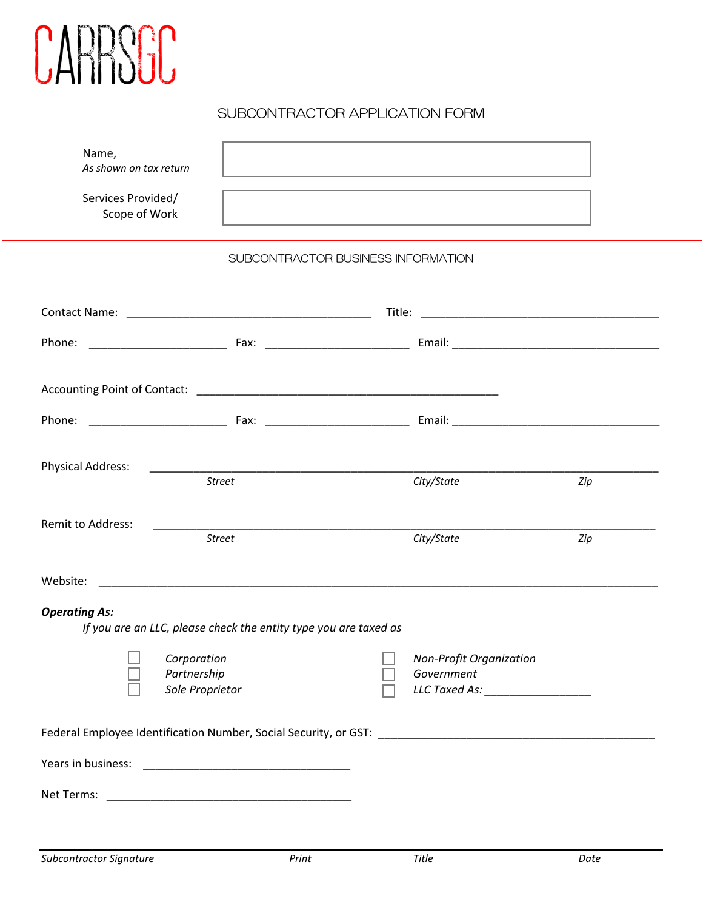CARRSGC

# SUBCONTRACTOR APPLICATION FORM

| | |
|---|---|
| Name, *As shown on tax return* | |
| Services Provided/ Scope of Work | |

## SUBCONTRACTOR BUSINESS INFORMATION

Contact Name: ________________________________________ Title: ________________________________________

Phone: ______________________ Fax: _______________________ Email: __________________________________

Accounting Point of Contact: _________________________________________________

Phone: ______________________ Fax: _______________________ Email: __________________________________

Physical Address: ____________________________________________________________________________________
*Street* *City/State* *Zip*

Remit to Address: ____________________________________________________________________________________
*Street* *City/State* *Zip*

Website: ____________________________________________________________________________________________

***Operating As:***
*If you are an LLC, please check the entity type you are taxed as*

- ☐ *Corporation*
- ☐ *Partnership*
- ☐ *Sole Proprietor*
- ☐ *Non-Profit Organization*
- ☐ *Government*
- ☐ *LLC Taxed As:* _________________

Federal Employee Identification Number, Social Security, or GST: _____________________________________________

Years in business: _________________________________

Net Terms: ________________________________________

*Subcontractor Signature* *Print* *Title* *Date*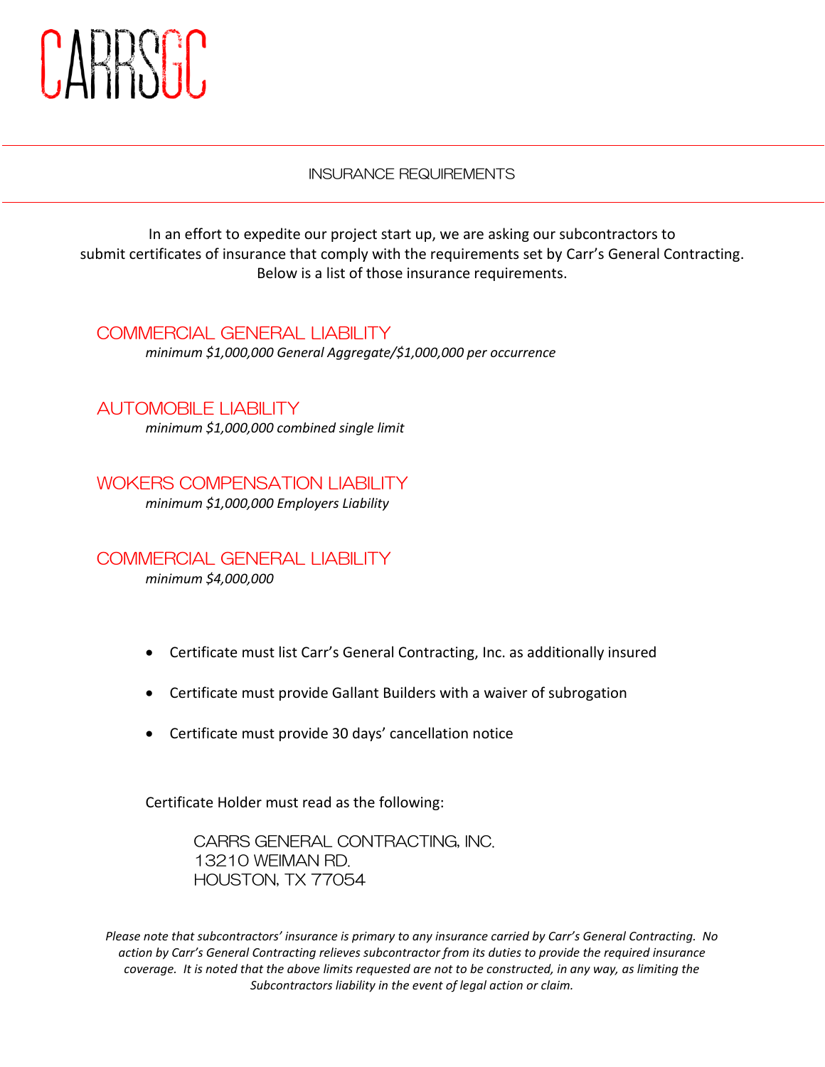# CARRSGC

## INSURANCE REQUIREMENTS

In an effort to expedite our project start up, we are asking our subcontractors to submit certificates of insurance that comply with the requirements set by Carr's General Contracting. Below is a list of those insurance requirements.

### COMMERCIAL GENERAL LIABILITY

*minimum $1,000,000 General Aggregate/$1,000,000 per occurrence*

### AUTOMOBILE LIABILITY

*minimum $1,000,000 combined single limit*

### WOKERS COMPENSATION LIABILITY

*minimum $1,000,000 Employers Liability*

### COMMERCIAL GENERAL LIABILITY

*minimum $4,000,000*

- Certificate must list Carr's General Contracting, Inc. as additionally insured
- Certificate must provide Gallant Builders with a waiver of subrogation
- Certificate must provide 30 days' cancellation notice

Certificate Holder must read as the following:

CARRS GENERAL CONTRACTING, INC.
13210 WEIMAN RD.
HOUSTON, TX 77054

*Please note that subcontractors' insurance is primary to any insurance carried by Carr's General Contracting. No action by Carr's General Contracting relieves subcontractor from its duties to provide the required insurance coverage. It is noted that the above limits requested are not to be constructed, in any way, as limiting the Subcontractors liability in the event of legal action or claim.*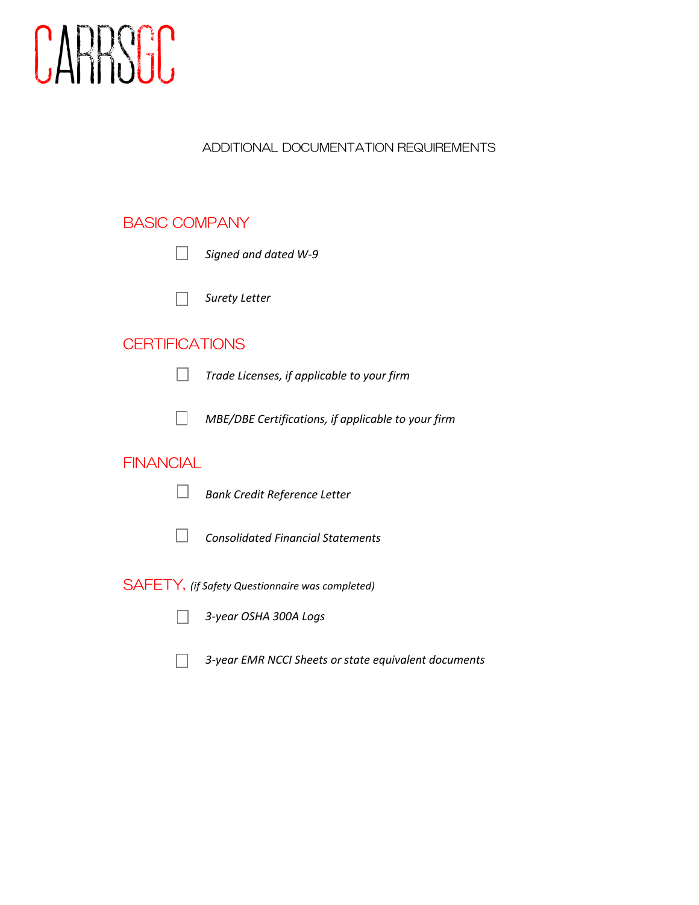CARRSGC

ADDITIONAL DOCUMENTATION REQUIREMENTS

## BASIC COMPANY

- ☐ *Signed and dated W-9*
- ☐ *Surety Letter*

## CERTIFICATIONS

- ☐ *Trade Licenses, if applicable to your firm*
- ☐ *MBE/DBE Certifications, if applicable to your firm*

## FINANCIAL

- ☐ *Bank Credit Reference Letter*
- ☐ *Consolidated Financial Statements*

## SAFETY, *(if Safety Questionnaire was completed)*

- ☐ *3-year OSHA 300A Logs*
- ☐ *3-year EMR NCCI Sheets or state equivalent documents*